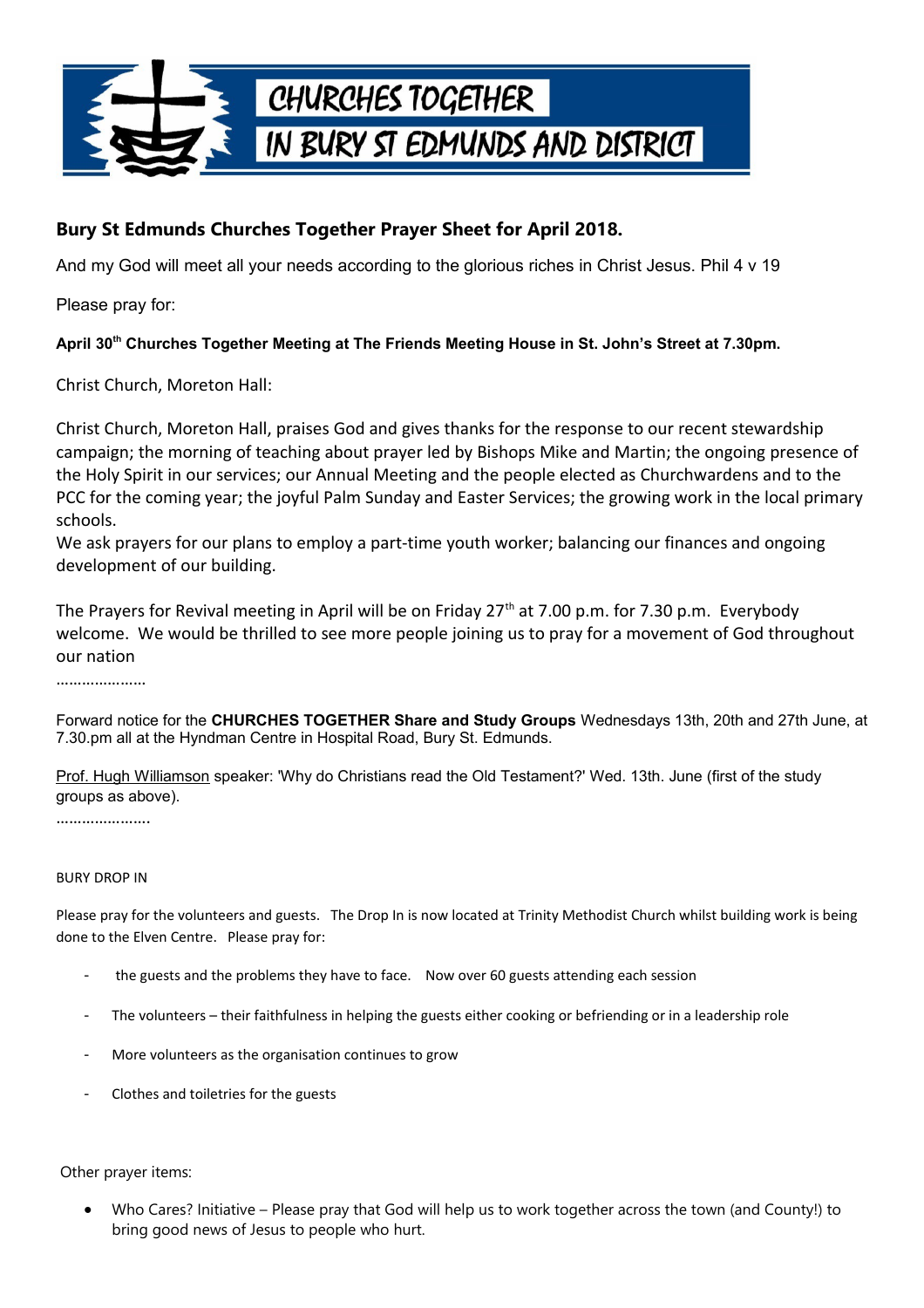# CHURCHES TOGETHER IN BURY ST EDMUNDS AND DISTRICT

## Bury St Edmunds Churches Together Prayer Sheet for April 2018.

And my God will meet all your needs according to the glorious riches in Christ Jesus. Phil 4 v 19

Please pray for:

**April 30th Churches Together Meeting at The Friends Meeting House in St. John's Street at 7.30pm.**

Christ Church, Moreton Hall:

Christ Church, Moreton Hall, praises God and gives thanks for the response to our recent stewardship campaign; the morning of teaching about prayer led by Bishops Mike and Martin; the ongoing presence of the Holy Spirit in our services; our Annual Meeting and the people elected as Churchwardens and to the PCC for the coming year; the joyful Palm Sunday and Easter Services; the growing work in the local primary schools.
We ask prayers for our plans to employ a part-time youth worker; balancing our finances and ongoing development of our building.

The Prayers for Revival meeting in April will be on Friday 27th at 7.00 p.m. for 7.30 p.m. Everybody welcome. We would be thrilled to see more people joining us to pray for a movement of God throughout our nation

…………………

Forward notice for the **CHURCHES TOGETHER Share and Study Groups** Wednesdays 13th, 20th and 27th June, at 7.30.pm all at the Hyndman Centre in Hospital Road, Bury St. Edmunds.

Prof. Hugh Williamson speaker: 'Why do Christians read the Old Testament?' Wed. 13th. June (first of the study groups as above).

…………………

BURY DROP IN

Please pray for the volunteers and guests. The Drop In is now located at Trinity Methodist Church whilst building work is being done to the Elven Centre. Please pray for:

- the guests and the problems they have to face. Now over 60 guests attending each session
- The volunteers – their faithfulness in helping the guests either cooking or befriending or in a leadership role
- More volunteers as the organisation continues to grow
- Clothes and toiletries for the guests

Other prayer items:

- Who Cares? Initiative – Please pray that God will help us to work together across the town (and County!) to bring good news of Jesus to people who hurt.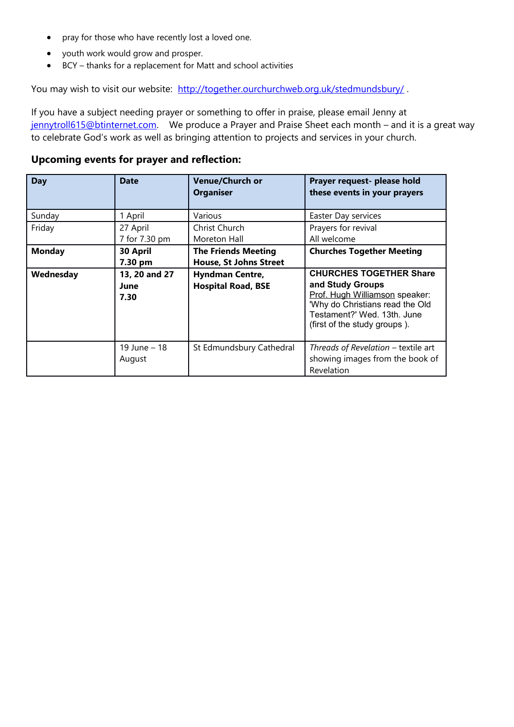- pray for those who have recently lost a loved one.
- youth work would grow and prosper.
- BCY – thanks for a replacement for Matt and school activities

You may wish to visit our website: http://together.ourchurchweb.org.uk/stedmundsbury/ .

If you have a subject needing prayer or something to offer in praise, please email Jenny at jennytroll615@btinternet.com. We produce a Prayer and Praise Sheet each month – and it is a great way to celebrate God's work as well as bringing attention to projects and services in your church.

### Upcoming events for prayer and reflection:

| Day | Date | Venue/Church or Organiser | Prayer request- please hold these events in your prayers |
|---|---|---|---|
| Sunday | 1 April | Various | Easter Day services |
| Friday | 27 April<br>7 for 7.30 pm | Christ Church<br>Moreton Hall | Prayers for revival<br>All welcome |
| **Monday** | **30 April<br>7.30 pm** | **The Friends Meeting House, St Johns Street** | **Churches Together Meeting** |
| **Wednesday** | **13, 20 and 27 June<br>7.30** | **Hyndman Centre, Hospital Road, BSE** | **CHURCHES TOGETHER Share and Study Groups**<br>Prof. Hugh Williamson speaker: 'Why do Christians read the Old Testament?' Wed. 13th. June (first of the study groups ). |
| | 19 June – 18 August | St Edmundsbury Cathedral | *Threads of Revelation* – textile art showing images from the book of Revelation |